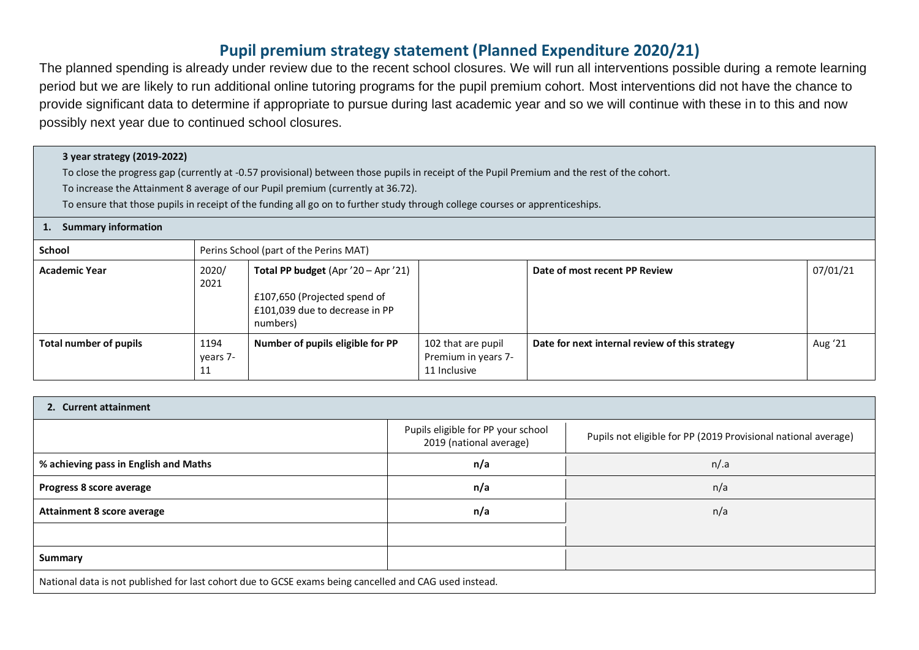# Pupil premium strategy statement (Planned Expenditure 2020/21)

The planned spending is already under review due to the recent school closures. We will run all interventions possible during a remote learning period but we are likely to run additional online tutoring programs for the pupil premium cohort. Most interventions did not have the chance to provide significant data to determine if appropriate to pursue during last academic year and so we will continue with these in to this and now possibly next year due to continued school closures.

**3 year strategy (2019-2022)**

To close the progress gap (currently at -0.57 provisional) between those pupils in receipt of the Pupil Premium and the rest of the cohort.

To increase the Attainment 8 average of our Pupil premium (currently at 36.72).

To ensure that those pupils in receipt of the funding all go on to further study through college courses or apprenticeships.

| **1. Summary information** | | | | | |
|---|---|---|---|---|---|
| **School** | Perins School (part of the Perins MAT) | | | | |
| **Academic Year** | 2020/ 2021 | **Total PP budget** (Apr '20 – Apr '21)<br><br>£107,650 (Projected spend of £101,039 due to decrease in PP numbers) | | **Date of most recent PP Review** | 07/01/21 |
| **Total number of pupils** | 1194 years 7-11 | **Number of pupils eligible for PP** | 102 that are pupil Premium in years 7-11 Inclusive | **Date for next internal review of this strategy** | Aug '21 |

| **2. Current attainment** | | |
|---|---|---|
| | Pupils eligible for PP your school 2019 (national average) | Pupils not eligible for PP (2019 Provisional national average) |
| **% achieving pass in English and Maths** | **n/a** | n/.a |
| **Progress 8 score average** | **n/a** | n/a |
| **Attainment 8 score average** | **n/a** | n/a |
| | | |
| **Summary** | | |
| National data is not published for last cohort due to GCSE exams being cancelled and CAG used instead. | | |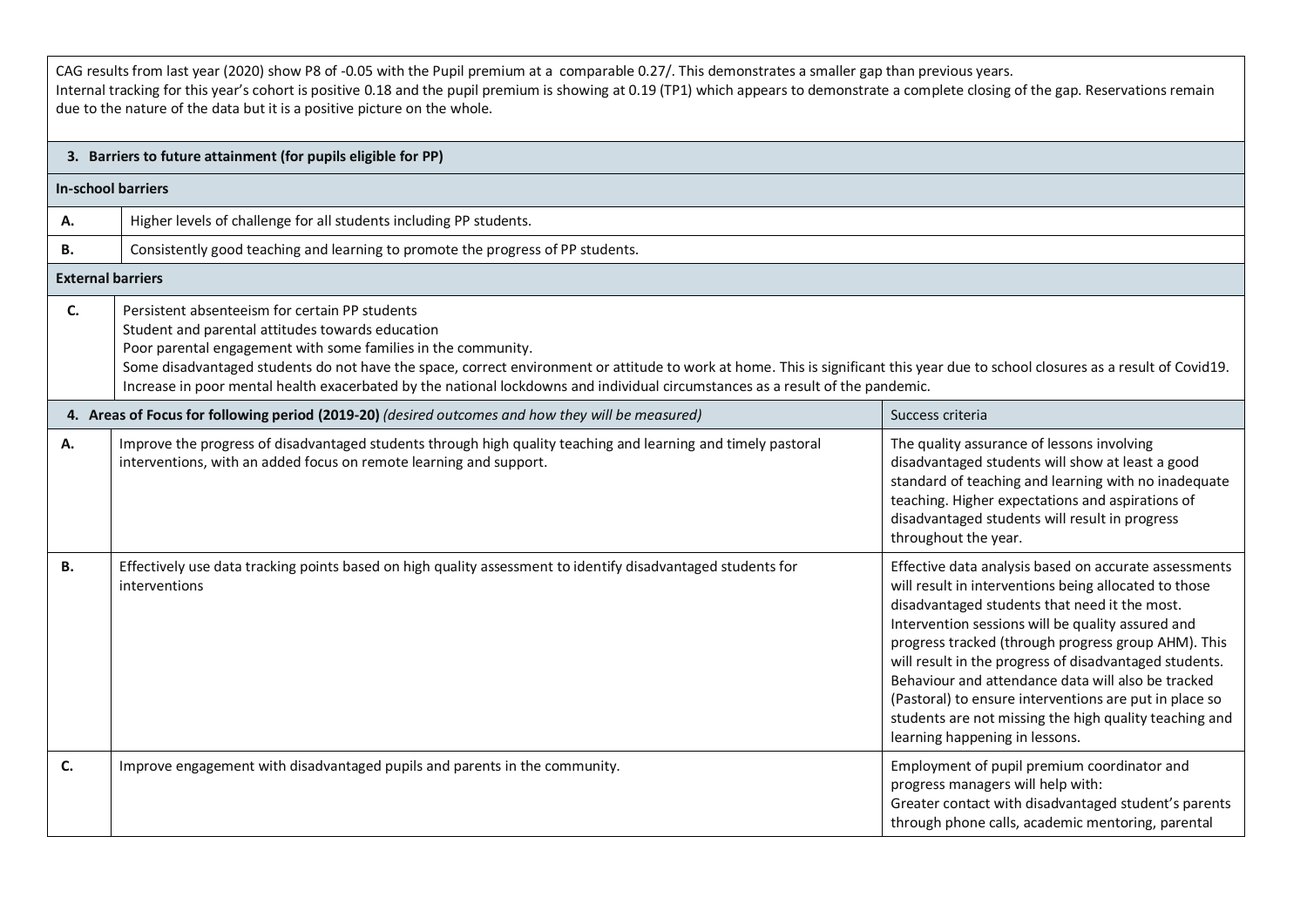CAG results from last year (2020) show P8 of -0.05 with the Pupil premium at a comparable 0.27/. This demonstrates a smaller gap than previous years.
Internal tracking for this year's cohort is positive 0.18 and the pupil premium is showing at 0.19 (TP1) which appears to demonstrate a complete closing of the gap. Reservations remain due to the nature of the data but it is a positive picture on the whole.

| | |
|---|---|
| **3. Barriers to future attainment (for pupils eligible for PP)** | |
| **In-school barriers** | |
| **A.** | Higher levels of challenge for all students including PP students. |
| **B.** | Consistently good teaching and learning to promote the progress of PP students. |
| **External barriers** | |
| **C.** | Persistent absenteeism for certain PP students<br>Student and parental attitudes towards education<br>Poor parental engagement with some families in the community.<br>Some disadvantaged students do not have the space, correct environment or attitude to work at home. This is significant this year due to school closures as a result of Covid19.<br>Increase in poor mental health exacerbated by the national lockdowns and individual circumstances as a result of the pandemic. |

| | **4. Areas of Focus for following period (2019-20)** *(desired outcomes and how they will be measured)* | Success criteria |
|---|---|---|
| **A.** | Improve the progress of disadvantaged students through high quality teaching and learning and timely pastoral interventions, with an added focus on remote learning and support. | The quality assurance of lessons involving disadvantaged students will show at least a good standard of teaching and learning with no inadequate teaching. Higher expectations and aspirations of disadvantaged students will result in progress throughout the year. |
| **B.** | Effectively use data tracking points based on high quality assessment to identify disadvantaged students for interventions | Effective data analysis based on accurate assessments will result in interventions being allocated to those disadvantaged students that need it the most. Intervention sessions will be quality assured and progress tracked (through progress group AHM). This will result in the progress of disadvantaged students. Behaviour and attendance data will also be tracked (Pastoral) to ensure interventions are put in place so students are not missing the high quality teaching and learning happening in lessons. |
| **C.** | Improve engagement with disadvantaged pupils and parents in the community. | Employment of pupil premium coordinator and progress managers will help with:<br>Greater contact with disadvantaged student's parents through phone calls, academic mentoring, parental |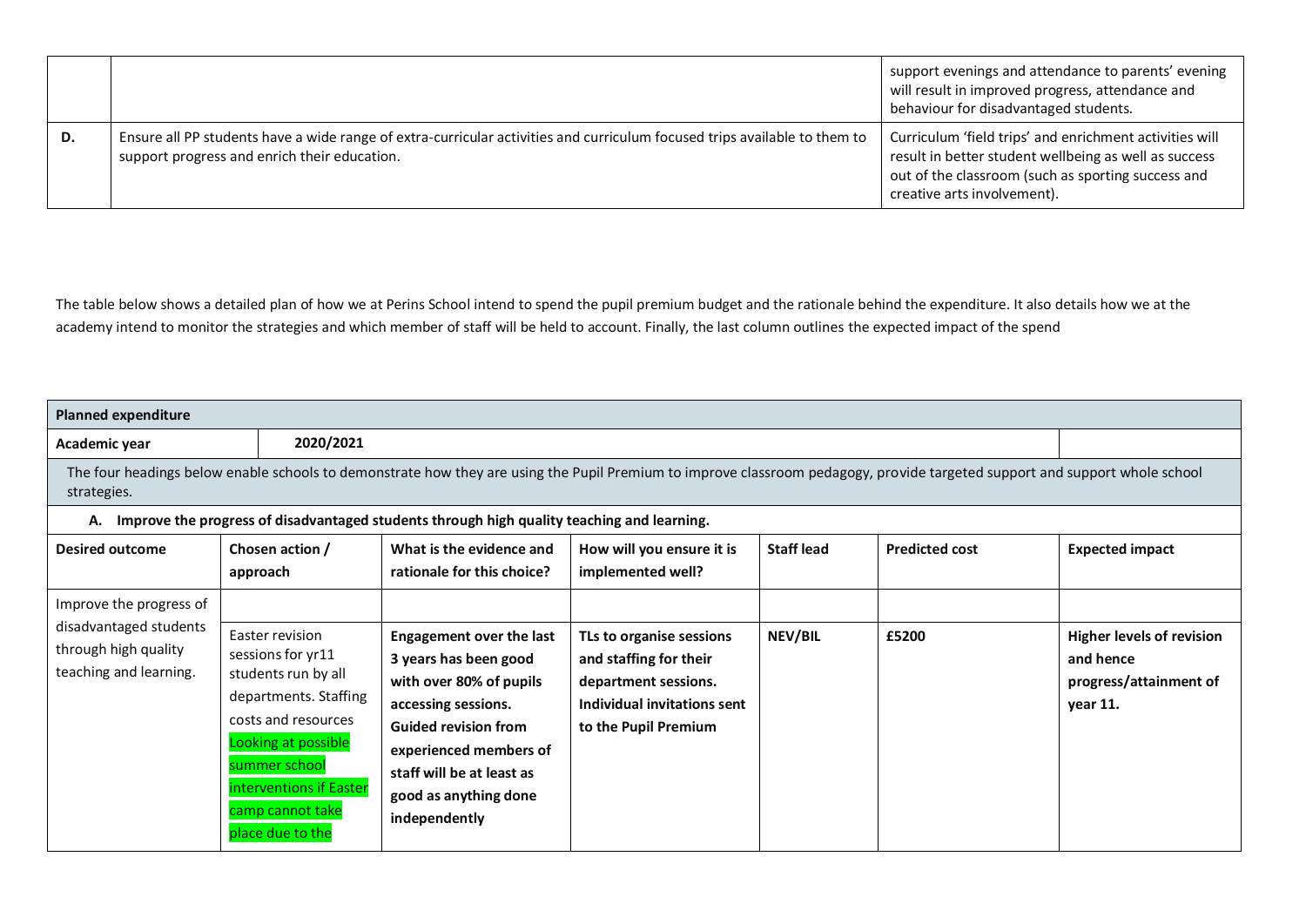| | | |
|---|---|---|
| | | support evenings and attendance to parents' evening will result in improved progress, attendance and behaviour for disadvantaged students. |
| **D.** | Ensure all PP students have a wide range of extra-curricular activities and curriculum focused trips available to them to support progress and enrich their education. | Curriculum 'field trips' and enrichment activities will result in better student wellbeing as well as success out of the classroom (such as sporting success and creative arts involvement). |

The table below shows a detailed plan of how we at Perins School intend to spend the pupil premium budget and the rationale behind the expenditure. It also details how we at the academy intend to monitor the strategies and which member of staff will be held to account. Finally, the last column outlines the expected impact of the spend

| **Planned expenditure** | | | | | | |
|---|---|---|---|---|---|---|
| **Academic year** | **2020/2021** | | | | | |
| The four headings below enable schools to demonstrate how they are using the Pupil Premium to improve classroom pedagogy, provide targeted support and support whole school strategies. | | | | | | |
| **A. Improve the progress of disadvantaged students through high quality teaching and learning.** | | | | | | |
| **Desired outcome** | **Chosen action / approach** | **What is the evidence and rationale for this choice?** | **How will you ensure it is implemented well?** | **Staff lead** | **Predicted cost** | **Expected impact** |
| Improve the progress of disadvantaged students through high quality teaching and learning. | Easter revision sessions for yr11 students run by all departments. Staffing costs and resources Looking at possible summer school interventions if Easter camp cannot take place due to the | **Engagement over the last 3 years has been good with over 80% of pupils accessing sessions. Guided revision from experienced members of staff will be at least as good as anything done independently** | **TLs to organise sessions and staffing for their department sessions. Individual invitations sent to the Pupil Premium** | **NEV/BIL** | **£5200** | **Higher levels of revision and hence progress/attainment of year 11.** |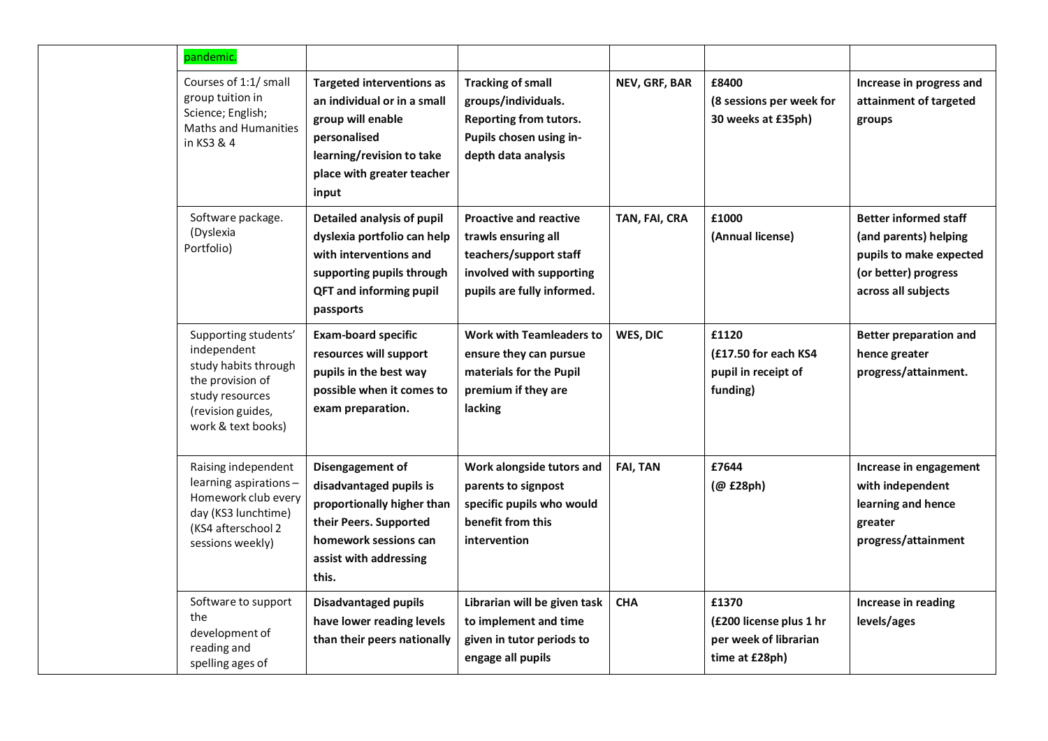| | | | | | | |
|---|---|---|---|---|---|---|
| | pandemic. | | | | | |
| | Courses of 1:1/ small group tuition in Science; English; Maths and Humanities in KS3 & 4 | **Targeted interventions as an individual or in a small group will enable personalised learning/revision to take place with greater teacher input** | **Tracking of small groups/individuals. Reporting from tutors. Pupils chosen using in-depth data analysis** | **NEV, GRF, BAR** | **£8400 (8 sessions per week for 30 weeks at £35ph)** | **Increase in progress and attainment of targeted groups** |
| | Software package. (Dyslexia Portfolio) | **Detailed analysis of pupil dyslexia portfolio can help with interventions and supporting pupils through QFT and informing pupil passports** | **Proactive and reactive trawls ensuring all teachers/support staff involved with supporting pupils are fully informed.** | **TAN, FAI, CRA** | **£1000 (Annual license)** | **Better informed staff (and parents) helping pupils to make expected (or better) progress across all subjects** |
| | Supporting students' independent study habits through the provision of study resources (revision guides, work & text books) | **Exam-board specific resources will support pupils in the best way possible when it comes to exam preparation.** | **Work with Teamleaders to ensure they can pursue materials for the Pupil premium if they are lacking** | **WES, DIC** | **£1120 (£17.50 for each KS4 pupil in receipt of funding)** | **Better preparation and hence greater progress/attainment.** |
| | Raising independent learning aspirations – Homework club every day (KS3 lunchtime) (KS4 afterschool 2 sessions weekly) | **Disengagement of disadvantaged pupils is proportionally higher than their Peers. Supported homework sessions can assist with addressing this.** | **Work alongside tutors and parents to signpost specific pupils who would benefit from this intervention** | **FAI, TAN** | **£7644 (@ £28ph)** | **Increase in engagement with independent learning and hence greater progress/attainment** |
| | Software to support the development of reading and spelling ages of | **Disadvantaged pupils have lower reading levels than their peers nationally** | **Librarian will be given task to implement and time given in tutor periods to engage all pupils** | **CHA** | **£1370 (£200 license plus 1 hr per week of librarian time at £28ph)** | **Increase in reading levels/ages** |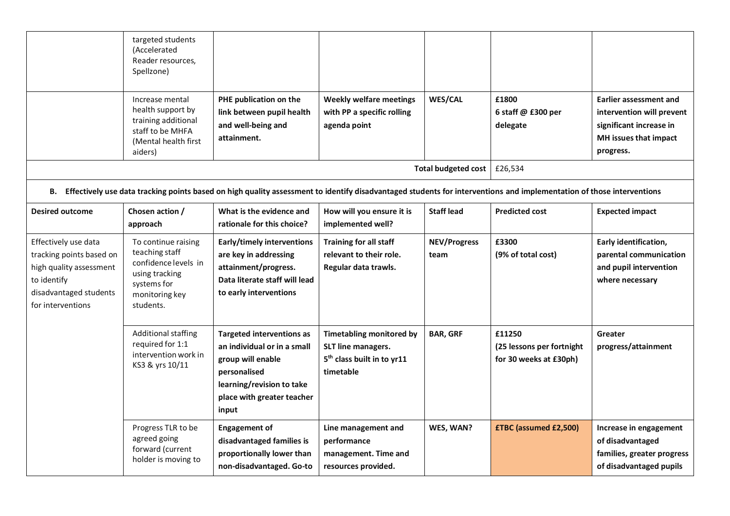| | | | | | | |
|---|---|---|---|---|---|---|
| | targeted students (Accelerated Reader resources, Spellzone) | | | | | |
| | Increase mental health support by training additional staff to be MHFA (Mental health first aiders) | **PHE publication on the link between pupil health and well-being and attainment.** | **Weekly welfare meetings with PP a specific rolling agenda point** | **WES/CAL** | **£1800 6 staff @ £300 per delegate** | **Earlier assessment and intervention will prevent significant increase in MH issues that impact progress.** |
| | | | | | **Total budgeted cost** | £26,534 |

**B. Effectively use data tracking points based on high quality assessment to identify disadvantaged students for interventions and implementation of those interventions**

| Desired outcome | Chosen action / approach | What is the evidence and rationale for this choice? | How will you ensure it is implemented well? | Staff lead | Predicted cost | Expected impact |
|---|---|---|---|---|---|---|
| Effectively use data tracking points based on high quality assessment to identify disadvantaged students for interventions | To continue raising teaching staff confidence levels in using tracking systems for monitoring key students. | **Early/timely interventions are key in addressing attainment/progress. Data literate staff will lead to early interventions** | **Training for all staff relevant to their role. Regular data trawls.** | **NEV/Progress team** | **£3300 (9% of total cost)** | **Early identification, parental communication and pupil intervention where necessary** |
| | Additional staffing required for 1:1 intervention work in KS3 & yrs 10/11 | **Targeted interventions as an individual or in a small group will enable personalised learning/revision to take place with greater teacher input** | **Timetabling monitored by SLT line managers. 5th class built in to yr11 timetable** | **BAR, GRF** | **£11250 (25 lessons per fortnight for 30 weeks at £30ph)** | **Greater progress/attainment** |
| | Progress TLR to be agreed going forward (current holder is moving to | **Engagement of disadvantaged families is proportionally lower than non-disadvantaged. Go-to** | **Line management and performance management. Time and resources provided.** | **WES, WAN?** | **£TBC (assumed £2,500)** | **Increase in engagement of disadvantaged families, greater progress of disadvantaged pupils** |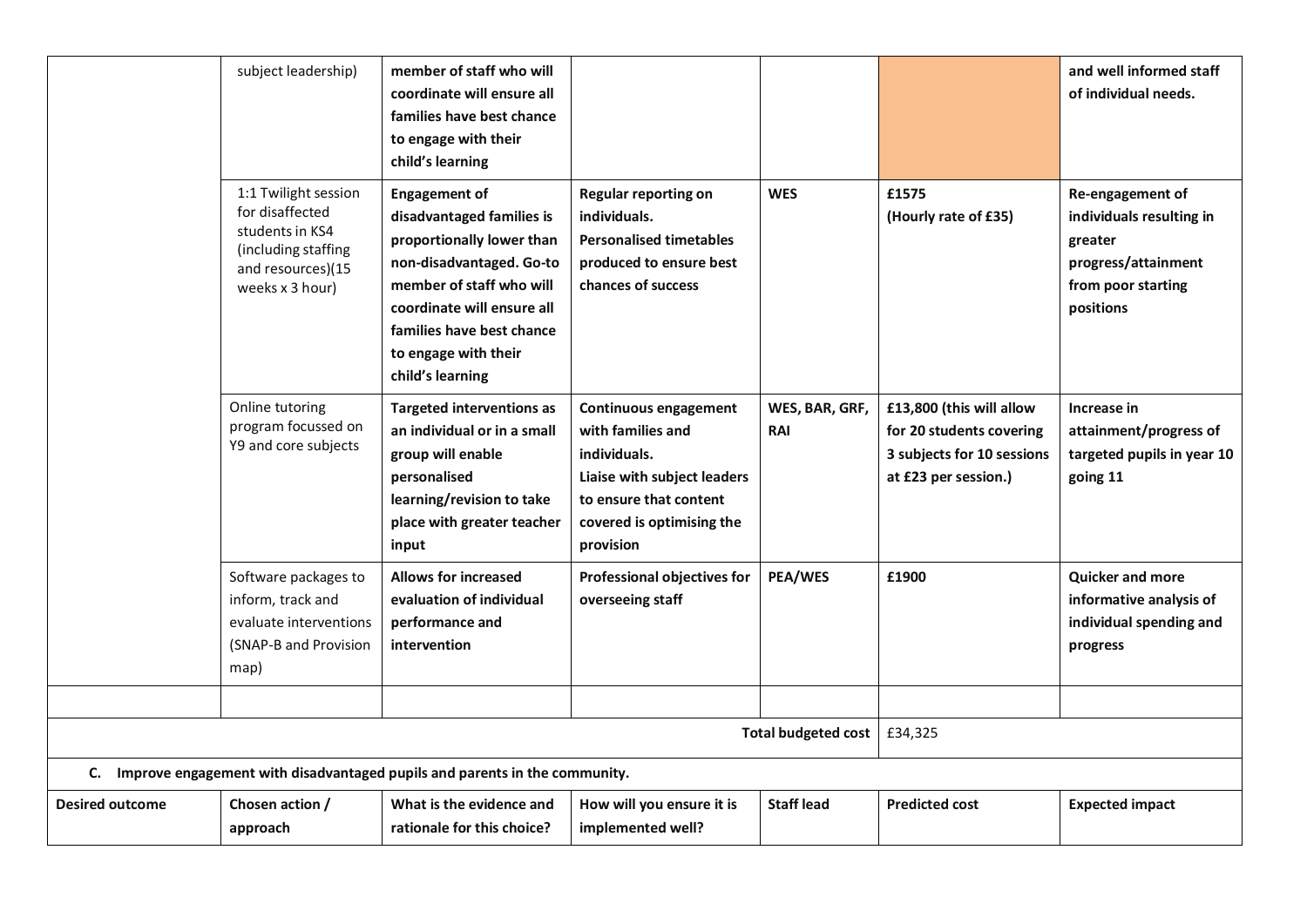| | | | | | | |
|---|---|---|---|---|---|---|
| | subject leadership) | **member of staff who will coordinate will ensure all families have best chance to engage with their child's learning** | | | | **and well informed staff of individual needs.** |
| | 1:1 Twilight session for disaffected students in KS4 (including staffing and resources)(15 weeks x 3 hour) | **Engagement of disadvantaged families is proportionally lower than non-disadvantaged. Go-to member of staff who will coordinate will ensure all families have best chance to engage with their child's learning** | **Regular reporting on individuals. Personalised timetables produced to ensure best chances of success** | **WES** | **£1575 (Hourly rate of £35)** | **Re-engagement of individuals resulting in greater progress/attainment from poor starting positions** |
| | Online tutoring program focussed on Y9 and core subjects | **Targeted interventions as an individual or in a small group will enable personalised learning/revision to take place with greater teacher input** | **Continuous engagement with families and individuals. Liaise with subject leaders to ensure that content covered is optimising the provision** | **WES, BAR, GRF, RAI** | **£13,800 (this will allow for 20 students covering 3 subjects for 10 sessions at £23 per session.)** | **Increase in attainment/progress of targeted pupils in year 10 going 11** |
| | Software packages to inform, track and evaluate interventions (SNAP-B and Provision map) | **Allows for increased evaluation of individual performance and intervention** | **Professional objectives for overseeing staff** | **PEA/WES** | **£1900** | **Quicker and more informative analysis of individual spending and progress** |
| | | | | | | |
| | | | | | **Total budgeted cost** | £34,325 |

**C. Improve engagement with disadvantaged pupils and parents in the community.**

| **Desired outcome** | **Chosen action / approach** | **What is the evidence and rationale for this choice?** | **How will you ensure it is implemented well?** | **Staff lead** | **Predicted cost** | **Expected impact** |
|---|---|---|---|---|---|---|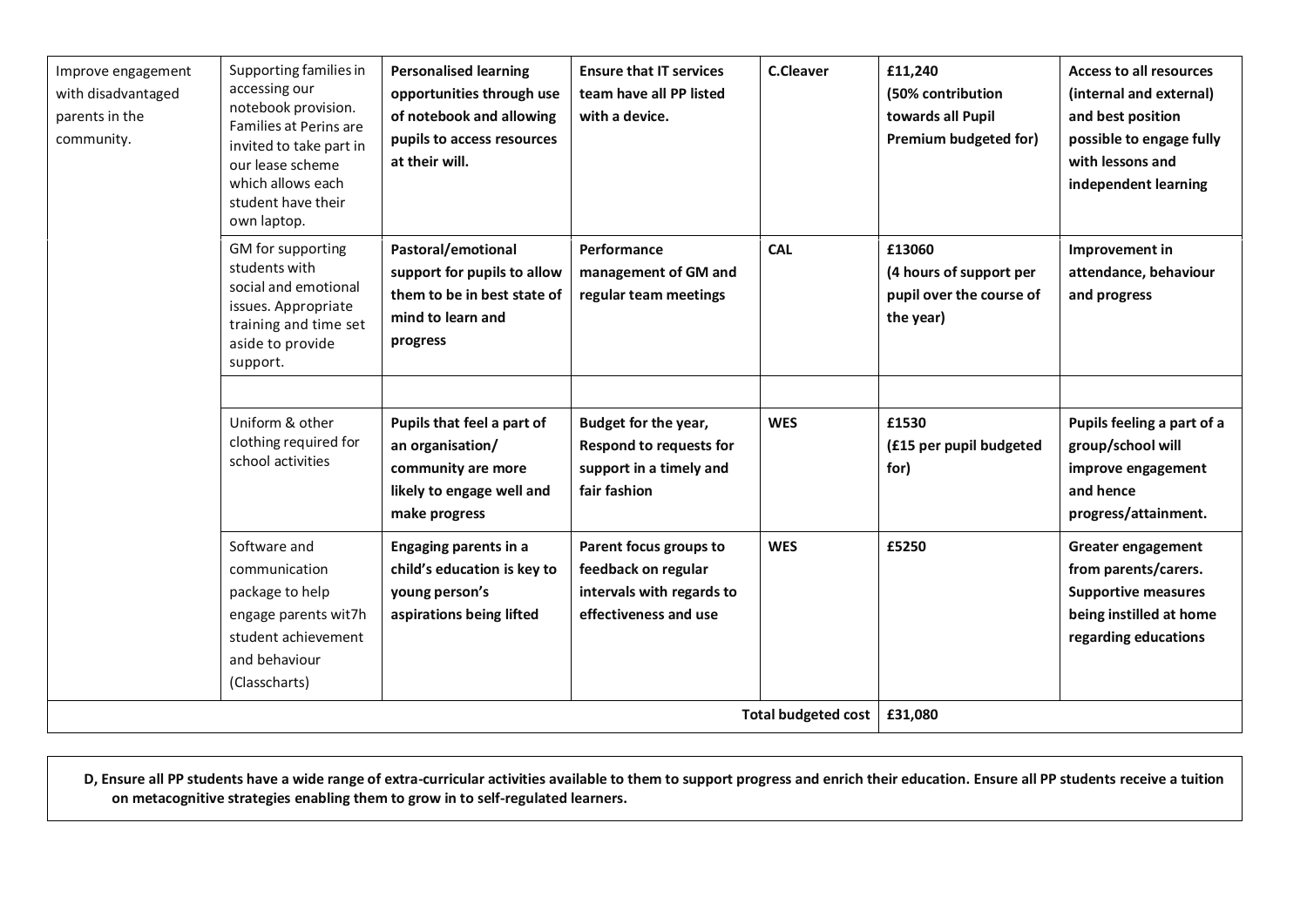| Improve engagement with disadvantaged parents in the community. | Supporting families in accessing our notebook provision. Families at Perins are invited to take part in our lease scheme which allows each student have their own laptop. | **Personalised learning opportunities through use of notebook and allowing pupils to access resources at their will.** | **Ensure that IT services team have all PP listed with a device.** | **C.Cleaver** | **£11,240 (50% contribution towards all Pupil Premium budgeted for)** | **Access to all resources (internal and external) and best position possible to engage fully with lessons and independent learning** |
|---|---|---|---|---|---|---|
| | GM for supporting students with social and emotional issues. Appropriate training and time set aside to provide support. | **Pastoral/emotional support for pupils to allow them to be in best state of mind to learn and progress** | **Performance management of GM and regular team meetings** | **CAL** | **£13060 (4 hours of support per pupil over the course of the year)** | **Improvement in attendance, behaviour and progress** |
| | | | | | | |
| | Uniform & other clothing required for school activities | **Pupils that feel a part of an organisation/ community are more likely to engage well and make progress** | **Budget for the year, Respond to requests for support in a timely and fair fashion** | **WES** | **£1530 (£15 per pupil budgeted for)** | **Pupils feeling a part of a group/school will improve engagement and hence progress/attainment.** |
| | Software and communication package to help engage parents wit7h student achievement and behaviour (Classcharts) | **Engaging parents in a child's education is key to young person's aspirations being lifted** | **Parent focus groups to feedback on regular intervals with regards to effectiveness and use** | **WES** | **£5250** | **Greater engagement from parents/carers. Supportive measures being instilled at home regarding educations** |
| | | | | **Total budgeted cost** | **£31,080** | |

**D, Ensure all PP students have a wide range of extra-curricular activities available to them to support progress and enrich their education. Ensure all PP students receive a tuition on metacognitive strategies enabling them to grow in to self-regulated learners.**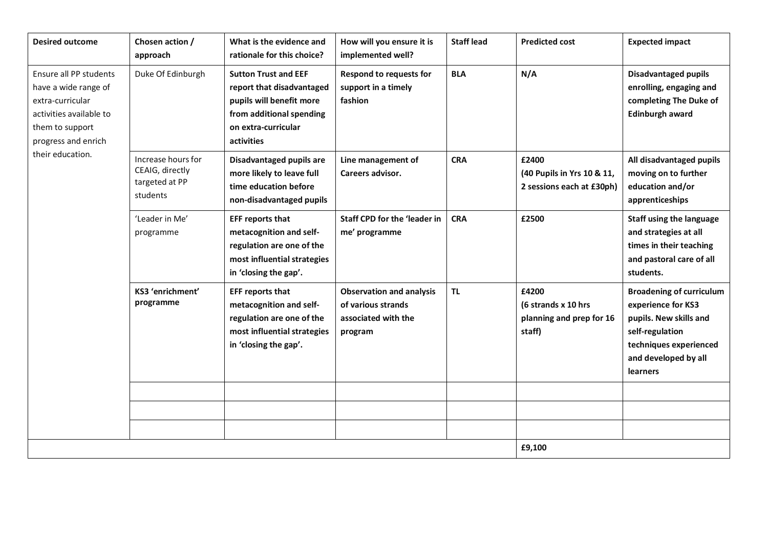| Desired outcome | Chosen action / approach | What is the evidence and rationale for this choice? | How will you ensure it is implemented well? | Staff lead | Predicted cost | Expected impact |
|---|---|---|---|---|---|---|
| Ensure all PP students have a wide range of extra-curricular activities available to them to support progress and enrich their education. | Duke Of Edinburgh | **Sutton Trust and EEF report that disadvantaged pupils will benefit more from additional spending on extra-curricular activities** | **Respond to requests for support in a timely fashion** | **BLA** | **N/A** | **Disadvantaged pupils enrolling, engaging and completing The Duke of Edinburgh award** |
| | Increase hours for CEAIG, directly targeted at PP students | **Disadvantaged pupils are more likely to leave full time education before non-disadvantaged pupils** | **Line management of Careers advisor.** | **CRA** | **£2400 (40 Pupils in Yrs 10 & 11, 2 sessions each at £30ph)** | **All disadvantaged pupils moving on to further education and/or apprenticeships** |
| | 'Leader in Me' programme | **EFF reports that metacognition and self-regulation are one of the most influential strategies in 'closing the gap'.** | **Staff CPD for the 'leader in me' programme** | **CRA** | **£2500** | **Staff using the language and strategies at all times in their teaching and pastoral care of all students.** |
| | **KS3 'enrichment' programme** | **EFF reports that metacognition and self-regulation are one of the most influential strategies in 'closing the gap'.** | **Observation and analysis of various strands associated with the program** | **TL** | **£4200 (6 strands x 10 hrs planning and prep for 16 staff)** | **Broadening of curriculum experience for KS3 pupils. New skills and self-regulation techniques experienced and developed by all learners** |
| | | | | | | |
| | | | | | | |
| | | | | | | |
| | | | | | **£9,100** | |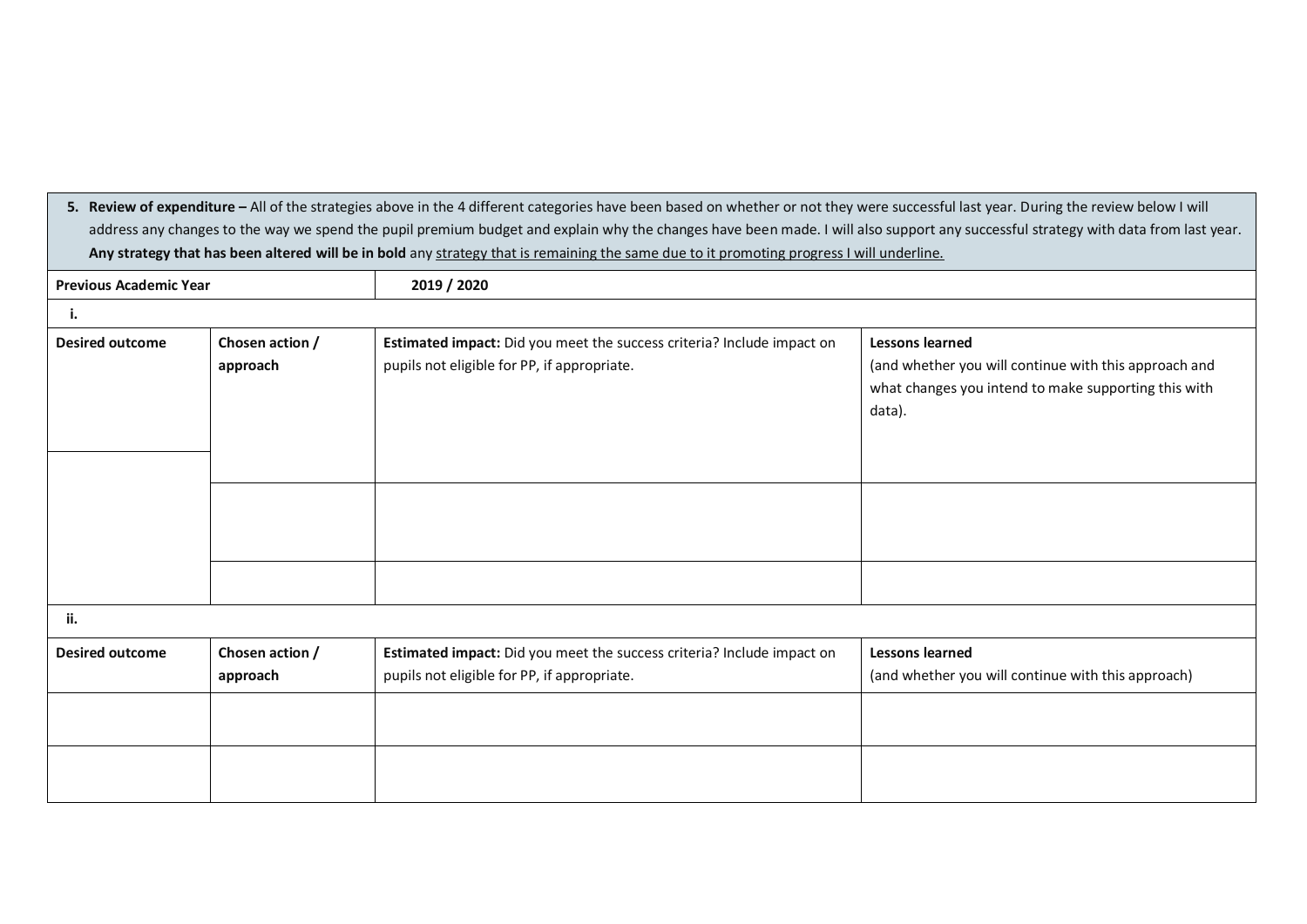**5. Review of expenditure –** All of the strategies above in the 4 different categories have been based on whether or not they were successful last year. During the review below I will address any changes to the way we spend the pupil premium budget and explain why the changes have been made. I will also support any successful strategy with data from last year. **Any strategy that has been altered will be in bold** any <u>strategy that is remaining the same due to it promoting progress I will underline.</u>

| **Previous Academic Year** | | **2019 / 2020** | |
|---|---|---|---|
| **i.** | | | |
| **Desired outcome** | **Chosen action / approach** | **Estimated impact:** Did you meet the success criteria? Include impact on pupils not eligible for PP, if appropriate. | **Lessons learned** (and whether you will continue with this approach and what changes you intend to make supporting this with data). |
| | | | |
| | | | |
| | | | |
| **ii.** | | | |
| **Desired outcome** | **Chosen action / approach** | **Estimated impact:** Did you meet the success criteria? Include impact on pupils not eligible for PP, if appropriate. | **Lessons learned** (and whether you will continue with this approach) |
| | | | |
| | | | |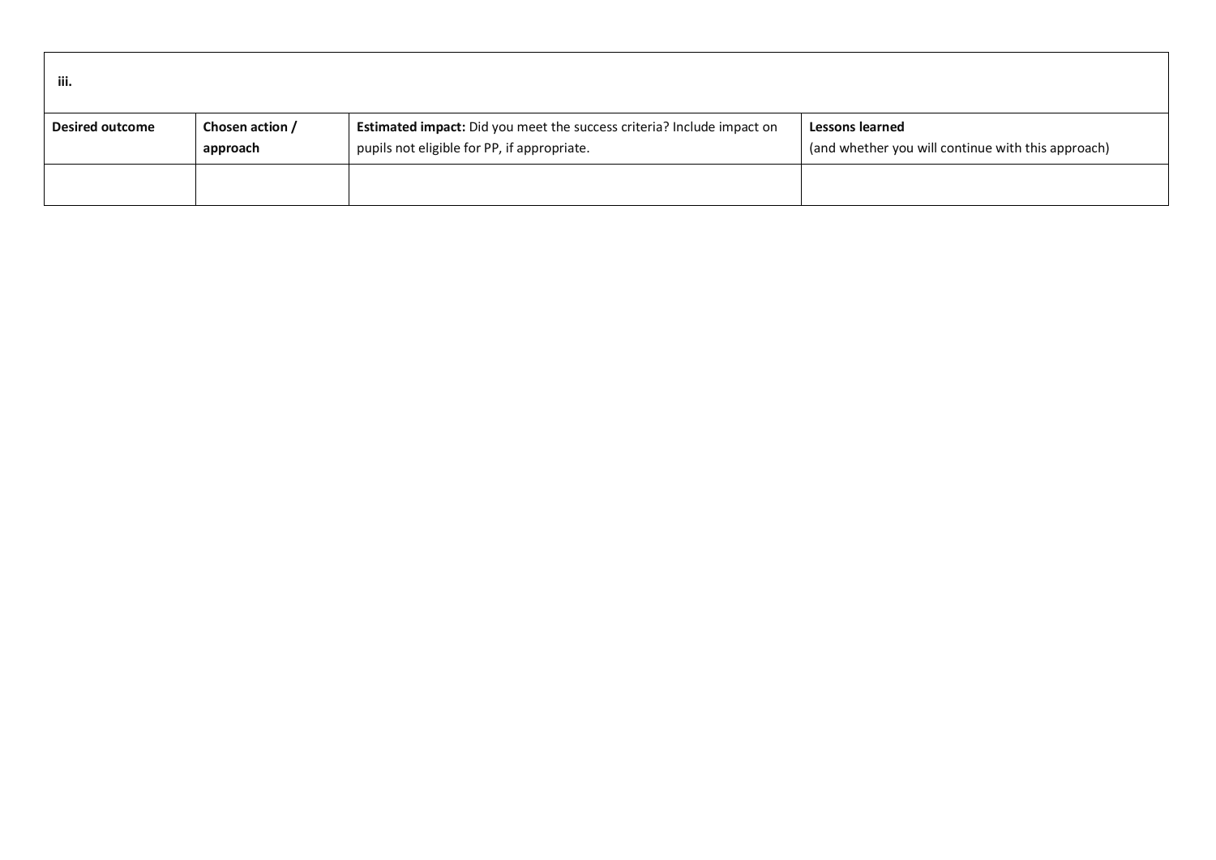**iii.**

| Desired outcome | Chosen action / approach | **Estimated impact:** Did you meet the success criteria? Include impact on pupils not eligible for PP, if appropriate. | **Lessons learned** (and whether you will continue with this approach) |
|---|---|---|---|
| | | | |